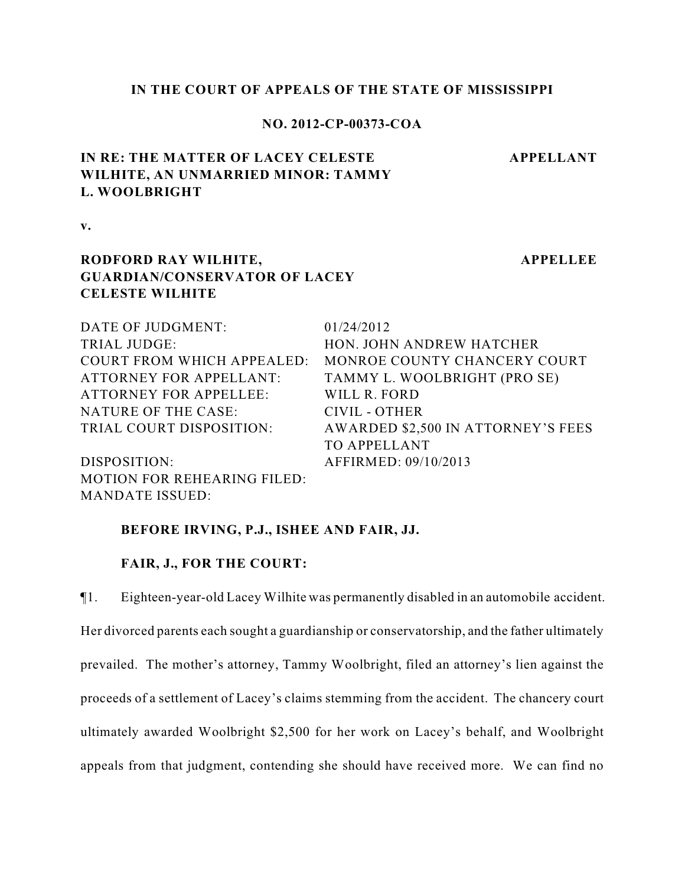**IN THE COURT OF APPEALS OF THE STATE OF MISSISSIPPI**

**NO. 2012-CP-00373-COA**

**IN RE: THE MATTER OF LACEY CELESTE WILHITE, AN UNMARRIED MINOR: TAMMY L. WOOLBRIGHT** — **APPELLANT**

**v.**

**RODFORD RAY WILHITE, GUARDIAN/CONSERVATOR OF LACEY CELESTE WILHITE** — **APPELLEE**

| | |
|---|---|
| DATE OF JUDGMENT: | 01/24/2012 |
| TRIAL JUDGE: | HON. JOHN ANDREW HATCHER |
| COURT FROM WHICH APPEALED: | MONROE COUNTY CHANCERY COURT |
| ATTORNEY FOR APPELLANT: | TAMMY L. WOOLBRIGHT (PRO SE) |
| ATTORNEY FOR APPELLEE: | WILL R. FORD |
| NATURE OF THE CASE: | CIVIL - OTHER |
| TRIAL COURT DISPOSITION: | AWARDED $2,500 IN ATTORNEY'S FEES TO APPELLANT |
| DISPOSITION: | AFFIRMED: 09/10/2013 |
| MOTION FOR REHEARING FILED: | |
| MANDATE ISSUED: | |

**BEFORE IRVING, P.J., ISHEE AND FAIR, JJ.**

**FAIR, J., FOR THE COURT:**

¶1. Eighteen-year-old Lacey Wilhite was permanently disabled in an automobile accident. Her divorced parents each sought a guardianship or conservatorship, and the father ultimately prevailed. The mother's attorney, Tammy Woolbright, filed an attorney's lien against the proceeds of a settlement of Lacey's claims stemming from the accident. The chancery court ultimately awarded Woolbright $2,500 for her work on Lacey's behalf, and Woolbright appeals from that judgment, contending she should have received more. We can find no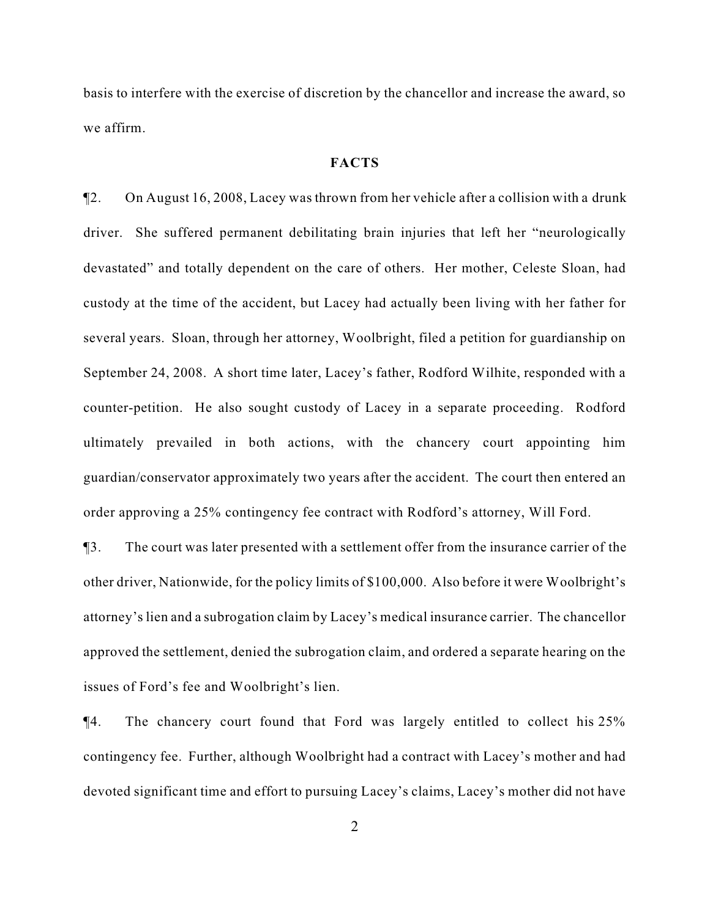basis to interfere with the exercise of discretion by the chancellor and increase the award, so we affirm.

## FACTS

¶2. On August 16, 2008, Lacey was thrown from her vehicle after a collision with a drunk driver. She suffered permanent debilitating brain injuries that left her "neurologically devastated" and totally dependent on the care of others. Her mother, Celeste Sloan, had custody at the time of the accident, but Lacey had actually been living with her father for several years. Sloan, through her attorney, Woolbright, filed a petition for guardianship on September 24, 2008. A short time later, Lacey's father, Rodford Wilhite, responded with a counter-petition. He also sought custody of Lacey in a separate proceeding. Rodford ultimately prevailed in both actions, with the chancery court appointing him guardian/conservator approximately two years after the accident. The court then entered an order approving a 25% contingency fee contract with Rodford's attorney, Will Ford.

¶3. The court was later presented with a settlement offer from the insurance carrier of the other driver, Nationwide, for the policy limits of $100,000. Also before it were Woolbright's attorney's lien and a subrogation claim by Lacey's medical insurance carrier. The chancellor approved the settlement, denied the subrogation claim, and ordered a separate hearing on the issues of Ford's fee and Woolbright's lien.

¶4. The chancery court found that Ford was largely entitled to collect his 25% contingency fee. Further, although Woolbright had a contract with Lacey's mother and had devoted significant time and effort to pursuing Lacey's claims, Lacey's mother did not have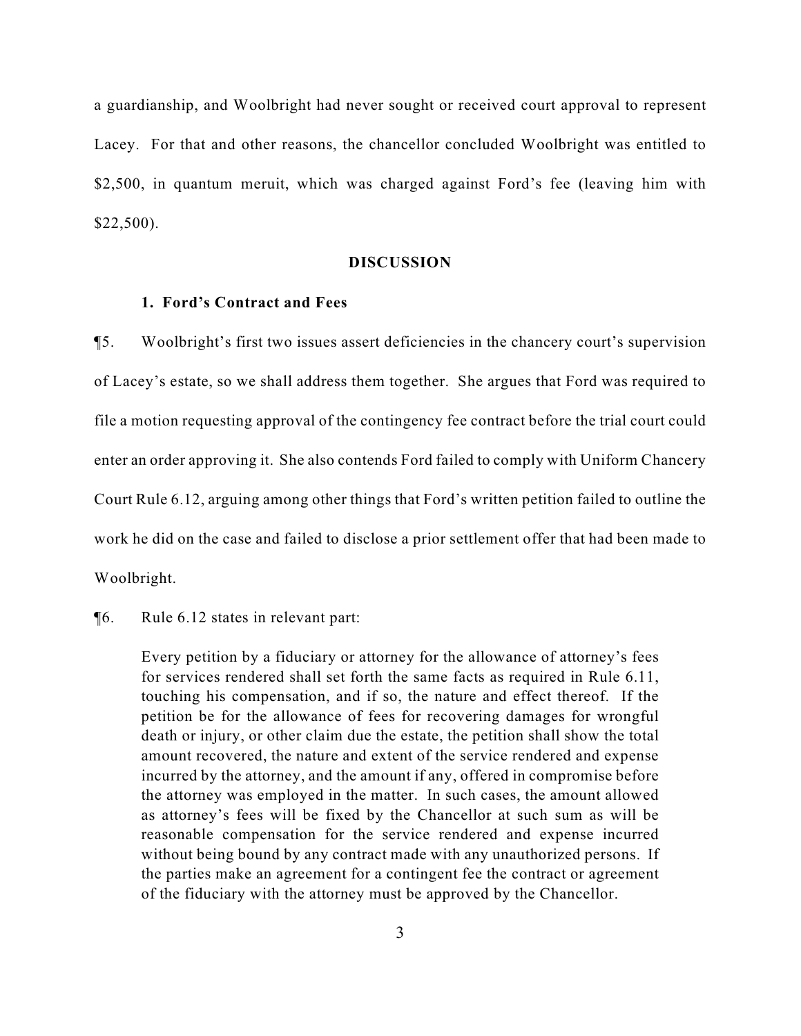a guardianship, and Woolbright had never sought or received court approval to represent Lacey. For that and other reasons, the chancellor concluded Woolbright was entitled to $2,500, in quantum meruit, which was charged against Ford's fee (leaving him with $22,500).

## DISCUSSION

### 1. Ford's Contract and Fees

¶5. Woolbright's first two issues assert deficiencies in the chancery court's supervision of Lacey's estate, so we shall address them together. She argues that Ford was required to file a motion requesting approval of the contingency fee contract before the trial court could enter an order approving it. She also contends Ford failed to comply with Uniform Chancery Court Rule 6.12, arguing among other things that Ford's written petition failed to outline the work he did on the case and failed to disclose a prior settlement offer that had been made to Woolbright.

¶6. Rule 6.12 states in relevant part:

> Every petition by a fiduciary or attorney for the allowance of attorney's fees for services rendered shall set forth the same facts as required in Rule 6.11, touching his compensation, and if so, the nature and effect thereof. If the petition be for the allowance of fees for recovering damages for wrongful death or injury, or other claim due the estate, the petition shall show the total amount recovered, the nature and extent of the service rendered and expense incurred by the attorney, and the amount if any, offered in compromise before the attorney was employed in the matter. In such cases, the amount allowed as attorney's fees will be fixed by the Chancellor at such sum as will be reasonable compensation for the service rendered and expense incurred without being bound by any contract made with any unauthorized persons. If the parties make an agreement for a contingent fee the contract or agreement of the fiduciary with the attorney must be approved by the Chancellor.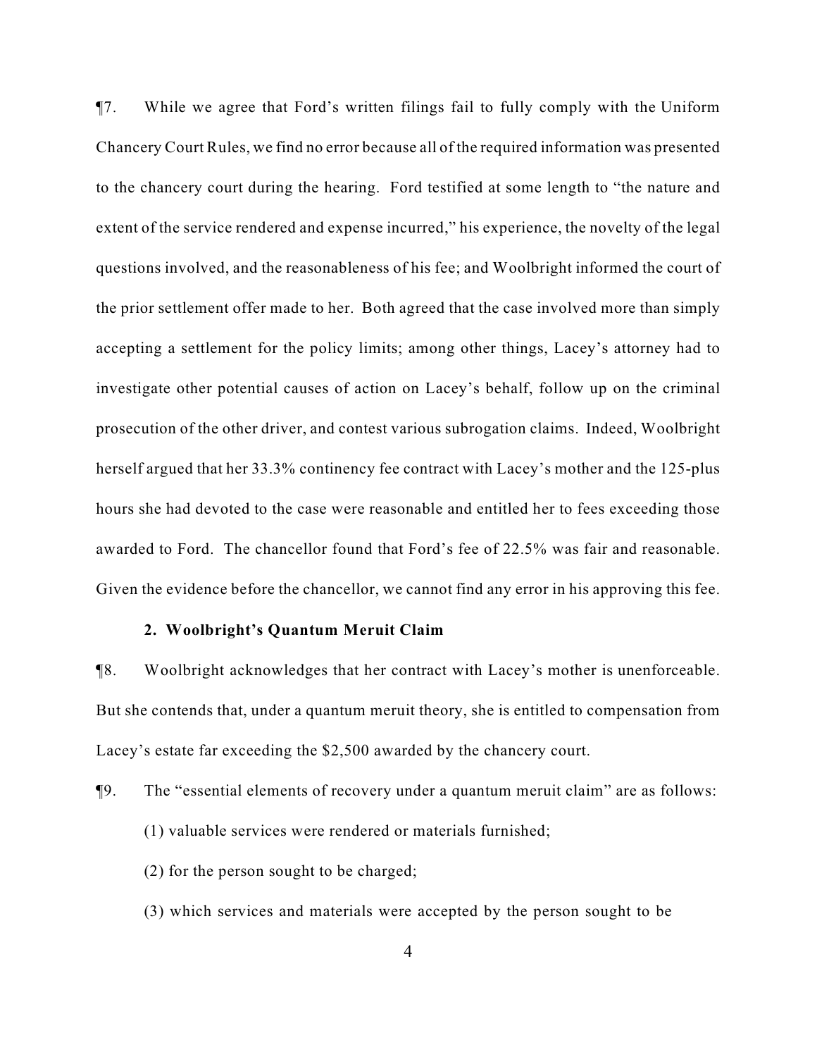¶7. While we agree that Ford's written filings fail to fully comply with the Uniform Chancery Court Rules, we find no error because all of the required information was presented to the chancery court during the hearing. Ford testified at some length to "the nature and extent of the service rendered and expense incurred," his experience, the novelty of the legal questions involved, and the reasonableness of his fee; and Woolbright informed the court of the prior settlement offer made to her. Both agreed that the case involved more than simply accepting a settlement for the policy limits; among other things, Lacey's attorney had to investigate other potential causes of action on Lacey's behalf, follow up on the criminal prosecution of the other driver, and contest various subrogation claims. Indeed, Woolbright herself argued that her 33.3% continency fee contract with Lacey's mother and the 125-plus hours she had devoted to the case were reasonable and entitled her to fees exceeding those awarded to Ford. The chancellor found that Ford's fee of 22.5% was fair and reasonable. Given the evidence before the chancellor, we cannot find any error in his approving this fee.

**2. Woolbright's Quantum Meruit Claim**

¶8. Woolbright acknowledges that her contract with Lacey's mother is unenforceable. But she contends that, under a quantum meruit theory, she is entitled to compensation from Lacey's estate far exceeding the $2,500 awarded by the chancery court.

¶9. The "essential elements of recovery under a quantum meruit claim" are as follows:

> (1) valuable services were rendered or materials furnished;
>
> (2) for the person sought to be charged;
>
> (3) which services and materials were accepted by the person sought to be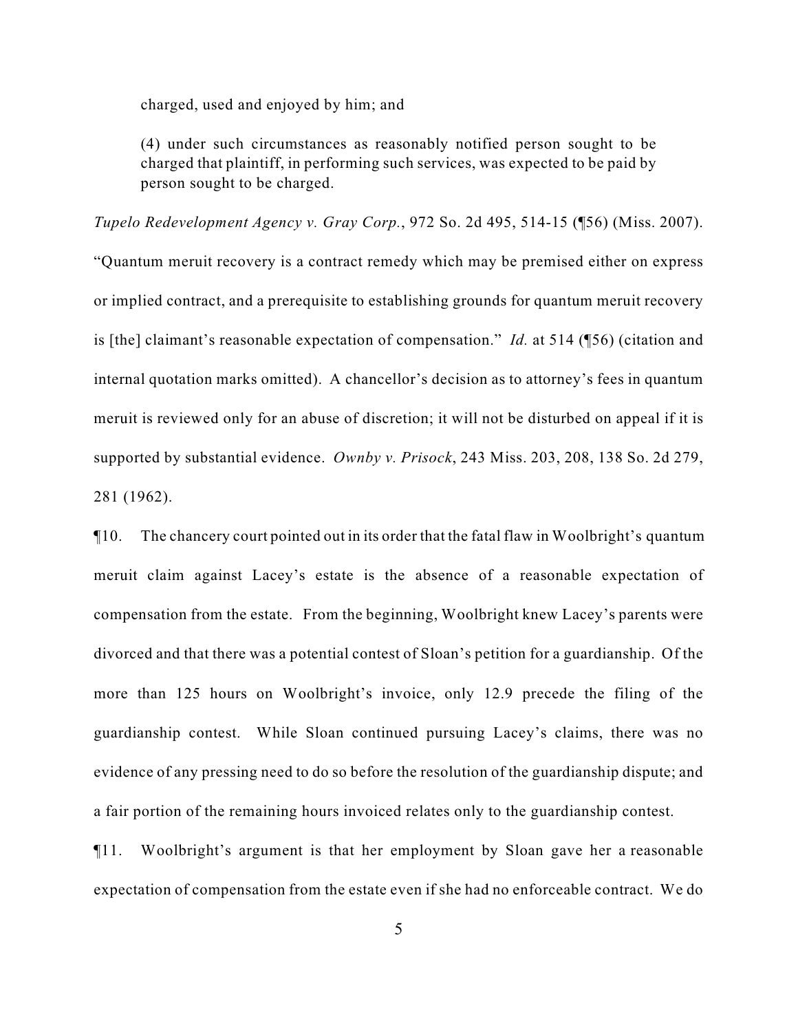> charged, used and enjoyed by him; and
>
> (4) under such circumstances as reasonably notified person sought to be charged that plaintiff, in performing such services, was expected to be paid by person sought to be charged.

*Tupelo Redevelopment Agency v. Gray Corp.*, 972 So. 2d 495, 514-15 (¶56) (Miss. 2007). "Quantum meruit recovery is a contract remedy which may be premised either on express or implied contract, and a prerequisite to establishing grounds for quantum meruit recovery is [the] claimant's reasonable expectation of compensation." *Id.* at 514 (¶56) (citation and internal quotation marks omitted). A chancellor's decision as to attorney's fees in quantum meruit is reviewed only for an abuse of discretion; it will not be disturbed on appeal if it is supported by substantial evidence. *Ownby v. Prisock*, 243 Miss. 203, 208, 138 So. 2d 279, 281 (1962).

¶10. The chancery court pointed out in its order that the fatal flaw in Woolbright's quantum meruit claim against Lacey's estate is the absence of a reasonable expectation of compensation from the estate. From the beginning, Woolbright knew Lacey's parents were divorced and that there was a potential contest of Sloan's petition for a guardianship. Of the more than 125 hours on Woolbright's invoice, only 12.9 precede the filing of the guardianship contest. While Sloan continued pursuing Lacey's claims, there was no evidence of any pressing need to do so before the resolution of the guardianship dispute; and a fair portion of the remaining hours invoiced relates only to the guardianship contest.

¶11. Woolbright's argument is that her employment by Sloan gave her a reasonable expectation of compensation from the estate even if she had no enforceable contract. We do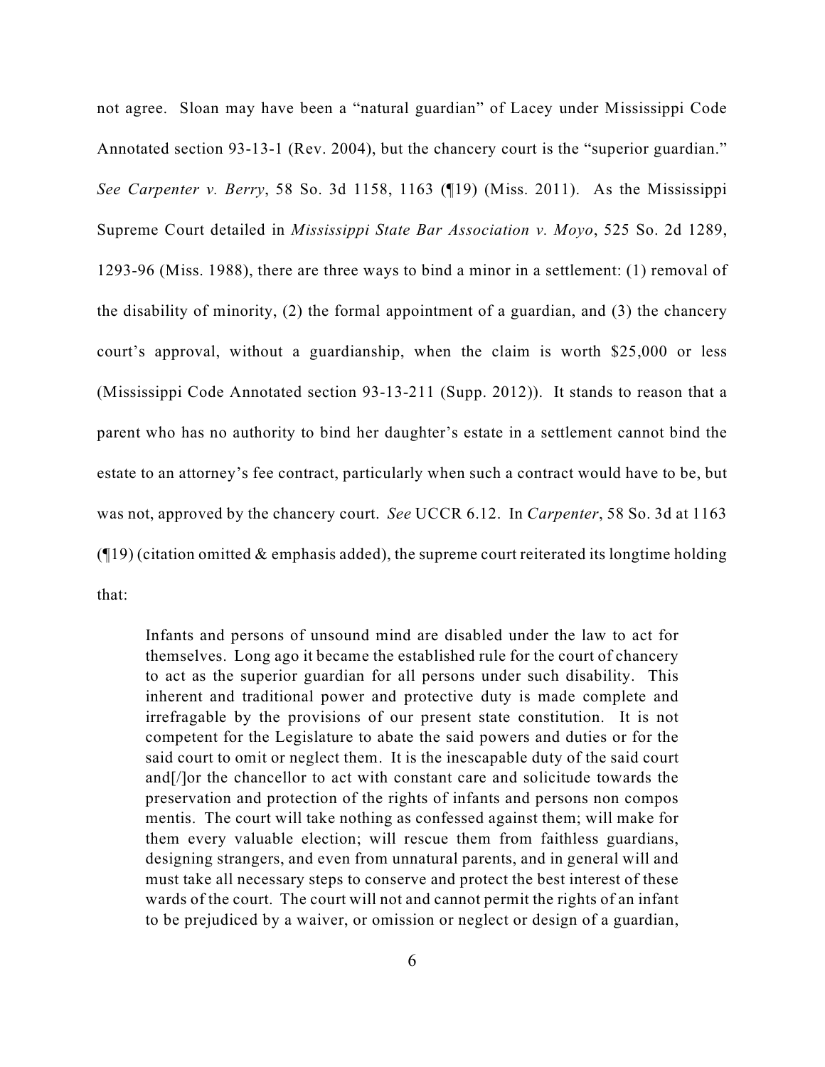not agree. Sloan may have been a "natural guardian" of Lacey under Mississippi Code Annotated section 93-13-1 (Rev. 2004), but the chancery court is the "superior guardian." *See Carpenter v. Berry*, 58 So. 3d 1158, 1163 (¶19) (Miss. 2011). As the Mississippi Supreme Court detailed in *Mississippi State Bar Association v. Moyo*, 525 So. 2d 1289, 1293-96 (Miss. 1988), there are three ways to bind a minor in a settlement: (1) removal of the disability of minority, (2) the formal appointment of a guardian, and (3) the chancery court's approval, without a guardianship, when the claim is worth $25,000 or less (Mississippi Code Annotated section 93-13-211 (Supp. 2012)). It stands to reason that a parent who has no authority to bind her daughter's estate in a settlement cannot bind the estate to an attorney's fee contract, particularly when such a contract would have to be, but was not, approved by the chancery court. *See* UCCR 6.12. In *Carpenter*, 58 So. 3d at 1163 (¶19) (citation omitted & emphasis added), the supreme court reiterated its longtime holding that:

> Infants and persons of unsound mind are disabled under the law to act for themselves. Long ago it became the established rule for the court of chancery to act as the superior guardian for all persons under such disability. This inherent and traditional power and protective duty is made complete and irrefragable by the provisions of our present state constitution. It is not competent for the Legislature to abate the said powers and duties or for the said court to omit or neglect them. It is the inescapable duty of the said court and[/]or the chancellor to act with constant care and solicitude towards the preservation and protection of the rights of infants and persons non compos mentis. The court will take nothing as confessed against them; will make for them every valuable election; will rescue them from faithless guardians, designing strangers, and even from unnatural parents, and in general will and must take all necessary steps to conserve and protect the best interest of these wards of the court. The court will not and cannot permit the rights of an infant to be prejudiced by a waiver, or omission or neglect or design of a guardian,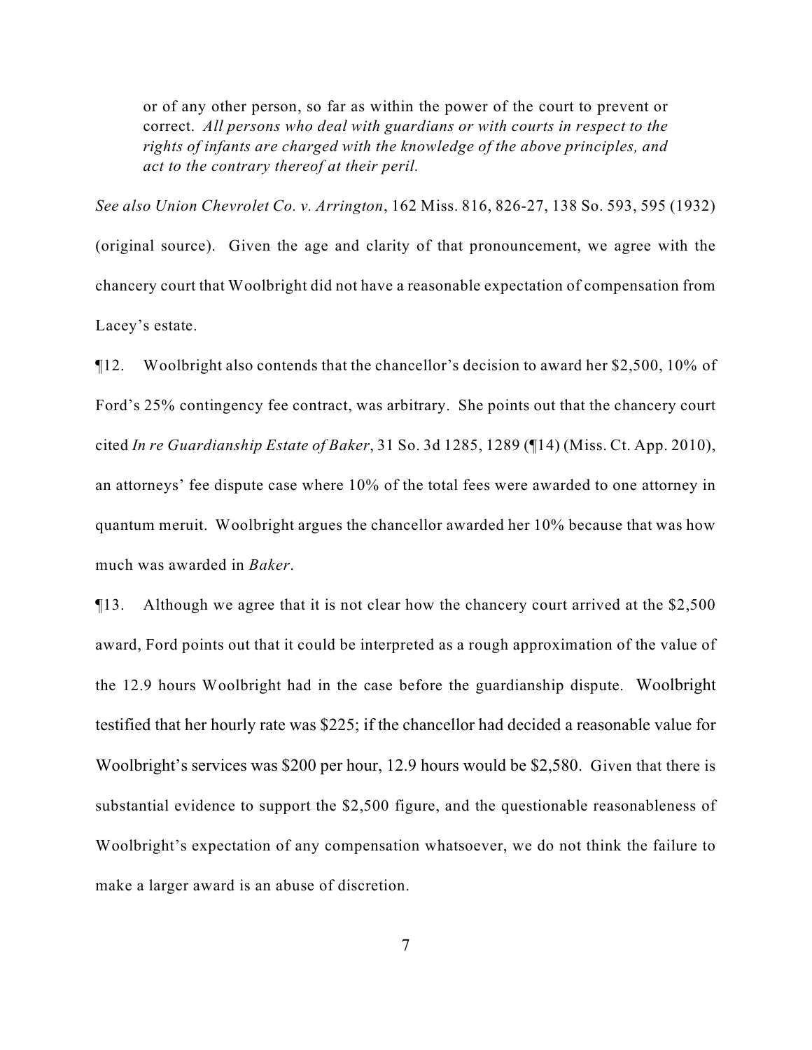> or of any other person, so far as within the power of the court to prevent or correct. *All persons who deal with guardians or with courts in respect to the rights of infants are charged with the knowledge of the above principles, and act to the contrary thereof at their peril.*

*See also Union Chevrolet Co. v. Arrington*, 162 Miss. 816, 826-27, 138 So. 593, 595 (1932) (original source). Given the age and clarity of that pronouncement, we agree with the chancery court that Woolbright did not have a reasonable expectation of compensation from Lacey's estate.

¶12. Woolbright also contends that the chancellor's decision to award her $2,500, 10% of Ford's 25% contingency fee contract, was arbitrary. She points out that the chancery court cited *In re Guardianship Estate of Baker*, 31 So. 3d 1285, 1289 (¶14) (Miss. Ct. App. 2010), an attorneys' fee dispute case where 10% of the total fees were awarded to one attorney in quantum meruit. Woolbright argues the chancellor awarded her 10% because that was how much was awarded in *Baker*.

¶13. Although we agree that it is not clear how the chancery court arrived at the $2,500 award, Ford points out that it could be interpreted as a rough approximation of the value of the 12.9 hours Woolbright had in the case before the guardianship dispute. Woolbright testified that her hourly rate was $225; if the chancellor had decided a reasonable value for Woolbright's services was $200 per hour, 12.9 hours would be $2,580. Given that there is substantial evidence to support the $2,500 figure, and the questionable reasonableness of Woolbright's expectation of any compensation whatsoever, we do not think the failure to make a larger award is an abuse of discretion.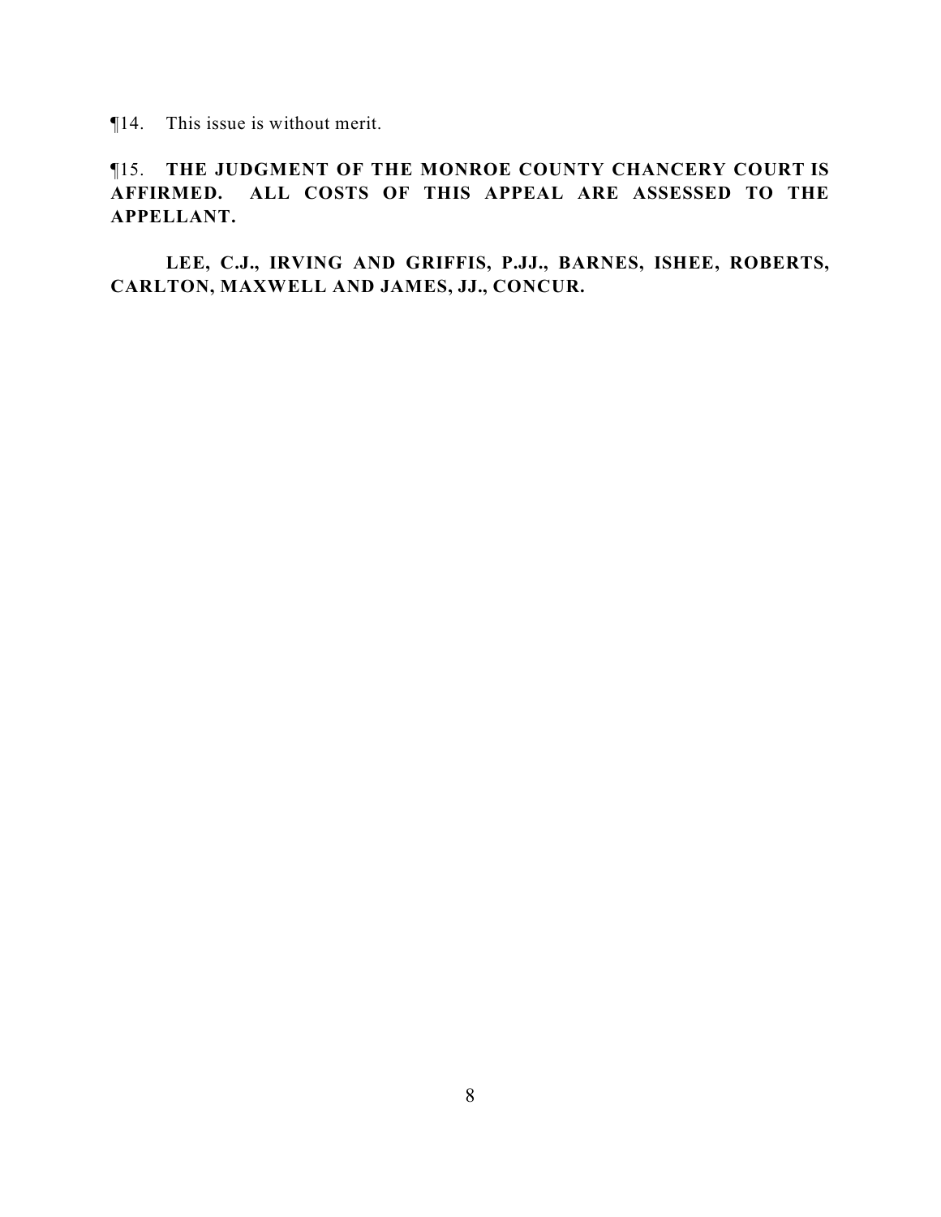¶14. This issue is without merit.

¶15. **THE JUDGMENT OF THE MONROE COUNTY CHANCERY COURT IS AFFIRMED. ALL COSTS OF THIS APPEAL ARE ASSESSED TO THE APPELLANT.**

**LEE, C.J., IRVING AND GRIFFIS, P.JJ., BARNES, ISHEE, ROBERTS, CARLTON, MAXWELL AND JAMES, JJ., CONCUR.**